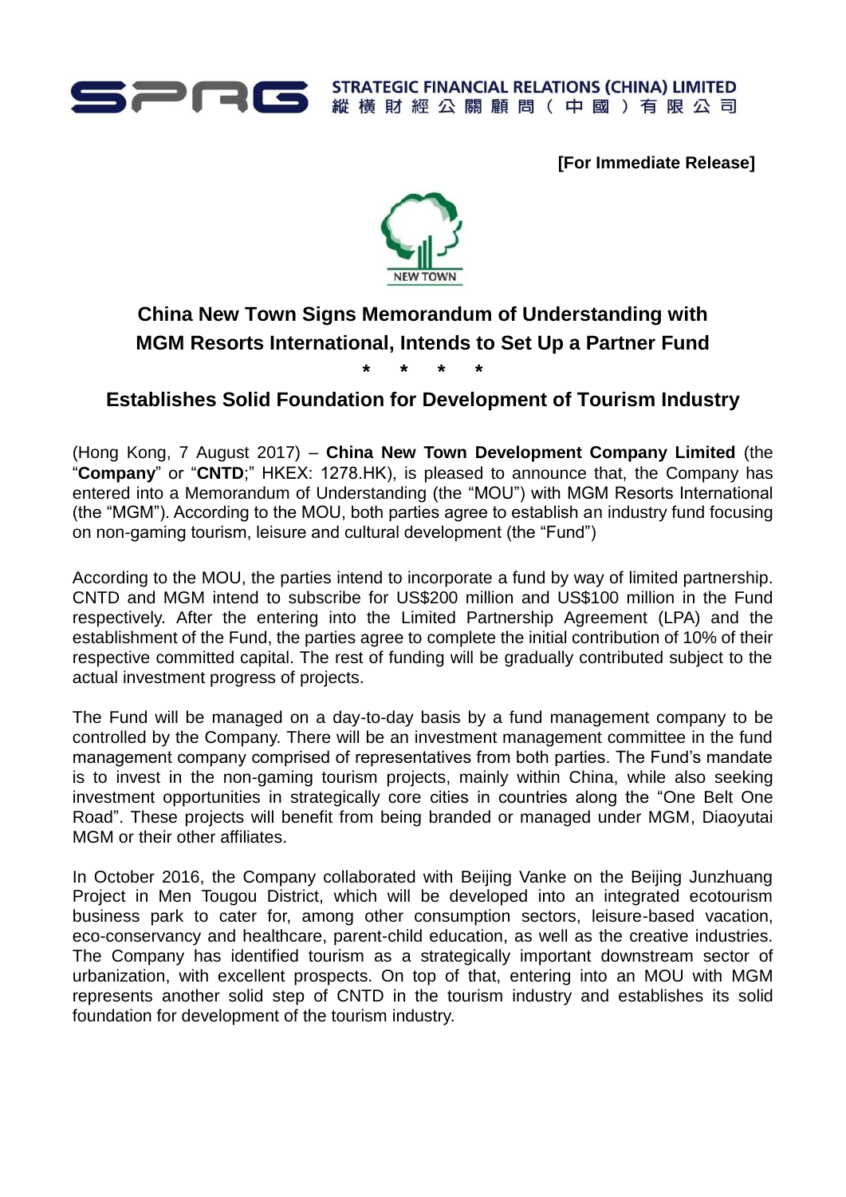STRATEGIC FINANCIAL RELATIONS (CHINA) LIMITED
縱橫財經公關顧問（中國）有限公司

**[For Immediate Release]**

NEW TOWN

## China New Town Signs Memorandum of Understanding with MGM Resorts International, Intends to Set Up a Partner Fund

\* \* \* \*

## Establishes Solid Foundation for Development of Tourism Industry

(Hong Kong, 7 August 2017) – **China New Town Development Company Limited** (the "**Company**" or "**CNTD**;" HKEX: 1278.HK), is pleased to announce that, the Company has entered into a Memorandum of Understanding (the "MOU") with MGM Resorts International (the "MGM"). According to the MOU, both parties agree to establish an industry fund focusing on non-gaming tourism, leisure and cultural development (the "Fund")

According to the MOU, the parties intend to incorporate a fund by way of limited partnership. CNTD and MGM intend to subscribe for US$200 million and US$100 million in the Fund respectively. After the entering into the Limited Partnership Agreement (LPA) and the establishment of the Fund, the parties agree to complete the initial contribution of 10% of their respective committed capital. The rest of funding will be gradually contributed subject to the actual investment progress of projects.

The Fund will be managed on a day-to-day basis by a fund management company to be controlled by the Company. There will be an investment management committee in the fund management company comprised of representatives from both parties. The Fund's mandate is to invest in the non-gaming tourism projects, mainly within China, while also seeking investment opportunities in strategically core cities in countries along the "One Belt One Road". These projects will benefit from being branded or managed under MGM, Diaoyutai MGM or their other affiliates.

In October 2016, the Company collaborated with Beijing Vanke on the Beijing Junzhuang Project in Men Tougou District, which will be developed into an integrated ecotourism business park to cater for, among other consumption sectors, leisure-based vacation, eco-conservancy and healthcare, parent-child education, as well as the creative industries. The Company has identified tourism as a strategically important downstream sector of urbanization, with excellent prospects. On top of that, entering into an MOU with MGM represents another solid step of CNTD in the tourism industry and establishes its solid foundation for development of the tourism industry.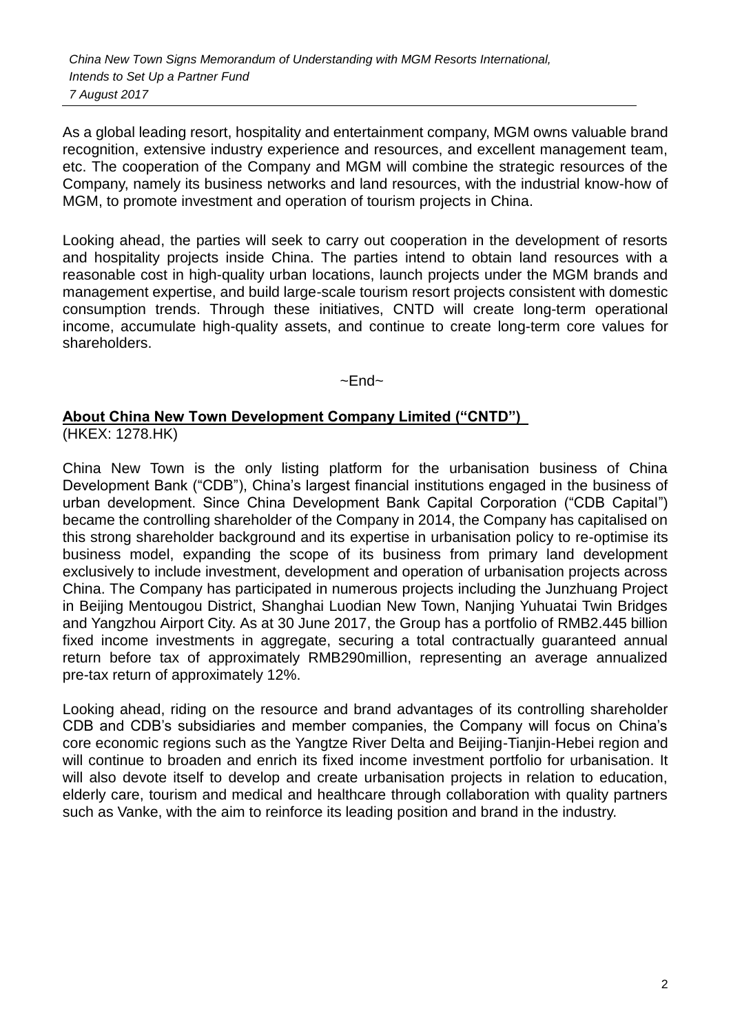As a global leading resort, hospitality and entertainment company, MGM owns valuable brand recognition, extensive industry experience and resources, and excellent management team, etc. The cooperation of the Company and MGM will combine the strategic resources of the Company, namely its business networks and land resources, with the industrial know-how of MGM, to promote investment and operation of tourism projects in China.

Looking ahead, the parties will seek to carry out cooperation in the development of resorts and hospitality projects inside China. The parties intend to obtain land resources with a reasonable cost in high-quality urban locations, launch projects under the MGM brands and management expertise, and build large-scale tourism resort projects consistent with domestic consumption trends. Through these initiatives, CNTD will create long-term operational income, accumulate high-quality assets, and continue to create long-term core values for shareholders.

~End~

**About China New Town Development Company Limited ("CNTD")**
(HKEX: 1278.HK)

China New Town is the only listing platform for the urbanisation business of China Development Bank ("CDB"), China's largest financial institutions engaged in the business of urban development. Since China Development Bank Capital Corporation ("CDB Capital") became the controlling shareholder of the Company in 2014, the Company has capitalised on this strong shareholder background and its expertise in urbanisation policy to re-optimise its business model, expanding the scope of its business from primary land development exclusively to include investment, development and operation of urbanisation projects across China. The Company has participated in numerous projects including the Junzhuang Project in Beijing Mentougou District, Shanghai Luodian New Town, Nanjing Yuhuatai Twin Bridges and Yangzhou Airport City. As at 30 June 2017, the Group has a portfolio of RMB2.445 billion fixed income investments in aggregate, securing a total contractually guaranteed annual return before tax of approximately RMB290million, representing an average annualized pre-tax return of approximately 12%.

Looking ahead, riding on the resource and brand advantages of its controlling shareholder CDB and CDB's subsidiaries and member companies, the Company will focus on China's core economic regions such as the Yangtze River Delta and Beijing-Tianjin-Hebei region and will continue to broaden and enrich its fixed income investment portfolio for urbanisation. It will also devote itself to develop and create urbanisation projects in relation to education, elderly care, tourism and medical and healthcare through collaboration with quality partners such as Vanke, with the aim to reinforce its leading position and brand in the industry.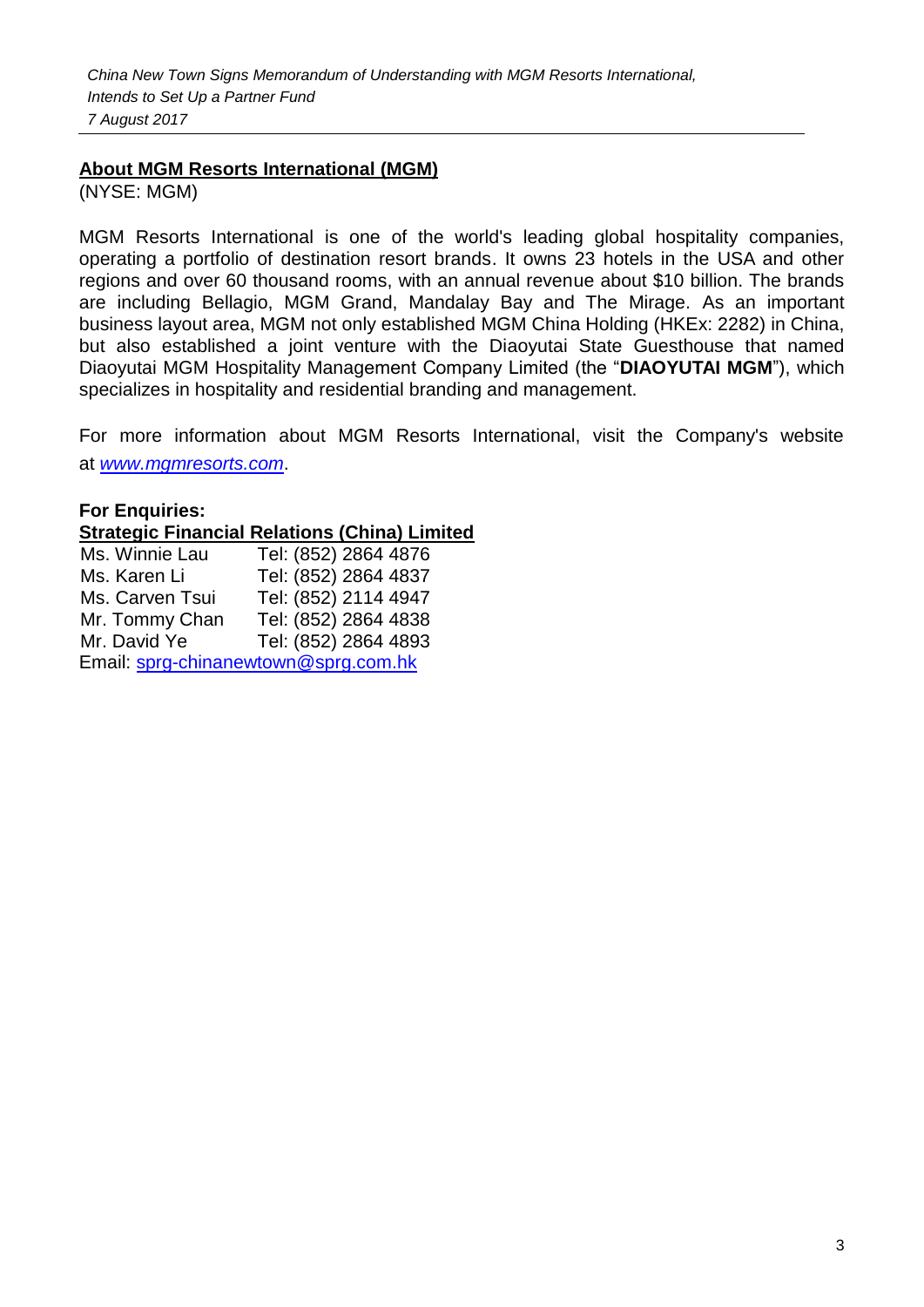## About MGM Resorts International (MGM)

(NYSE: MGM)

MGM Resorts International is one of the world's leading global hospitality companies, operating a portfolio of destination resort brands. It owns 23 hotels in the USA and other regions and over 60 thousand rooms, with an annual revenue about $10 billion. The brands are including Bellagio, MGM Grand, Mandalay Bay and The Mirage. As an important business layout area, MGM not only established MGM China Holding (HKEx: 2282) in China, but also established a joint venture with the Diaoyutai State Guesthouse that named Diaoyutai MGM Hospitality Management Company Limited (the "**DIAOYUTAI MGM**"), which specializes in hospitality and residential branding and management.

For more information about MGM Resorts International, visit the Company's website at *www.mgmresorts.com*.

**For Enquiries:**

**Strategic Financial Relations (China) Limited**

| | |
|---|---|
| Ms. Winnie Lau | Tel: (852) 2864 4876 |
| Ms. Karen Li | Tel: (852) 2864 4837 |
| Ms. Carven Tsui | Tel: (852) 2114 4947 |
| Mr. Tommy Chan | Tel: (852) 2864 4838 |
| Mr. David Ye | Tel: (852) 2864 4893 |

Email: sprg-chinanewtown@sprg.com.hk